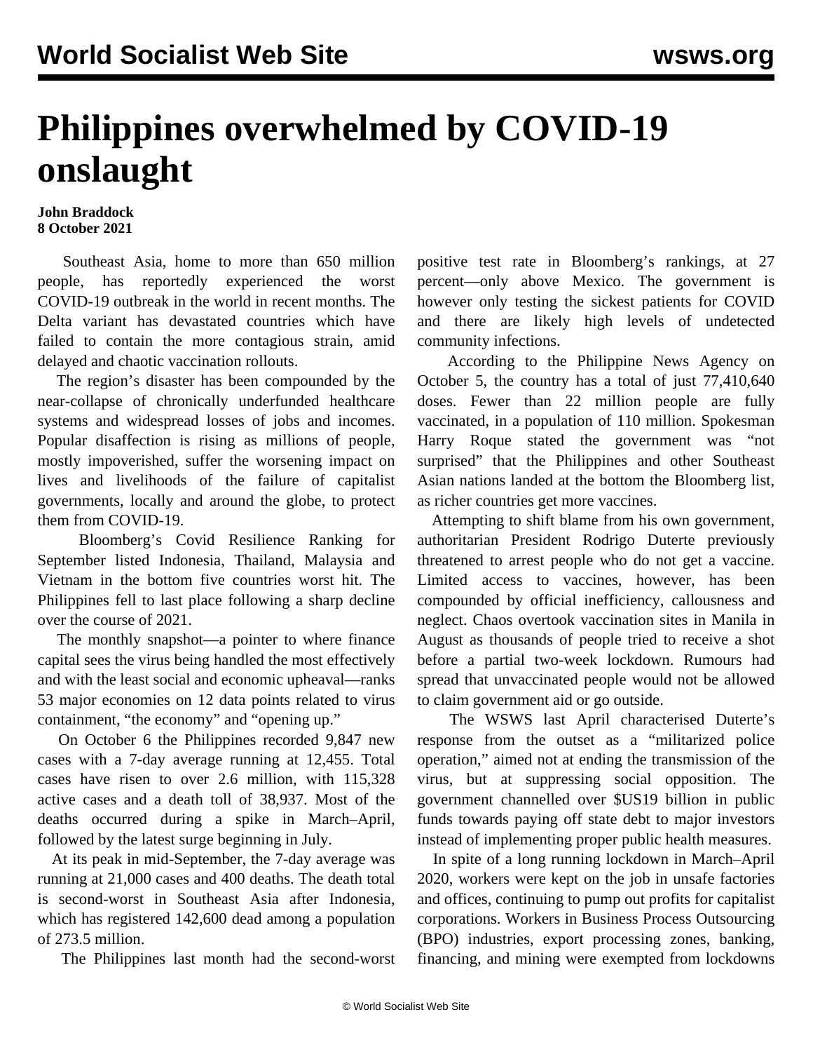# Philippines overwhelmed by COVID-19 onslaught

**John Braddock**
**8 October 2021**

Southeast Asia, home to more than 650 million people, has reportedly experienced the worst COVID-19 outbreak in the world in recent months. The Delta variant has devastated countries which have failed to contain the more contagious strain, amid delayed and chaotic vaccination rollouts.

The region's disaster has been compounded by the near-collapse of chronically underfunded healthcare systems and widespread losses of jobs and incomes. Popular disaffection is rising as millions of people, mostly impoverished, suffer the worsening impact on lives and livelihoods of the failure of capitalist governments, locally and around the globe, to protect them from COVID-19.

Bloomberg's Covid Resilience Ranking for September listed Indonesia, Thailand, Malaysia and Vietnam in the bottom five countries worst hit. The Philippines fell to last place following a sharp decline over the course of 2021.

The monthly snapshot—a pointer to where finance capital sees the virus being handled the most effectively and with the least social and economic upheaval—ranks 53 major economies on 12 data points related to virus containment, "the economy" and "opening up."

On October 6 the Philippines recorded 9,847 new cases with a 7-day average running at 12,455. Total cases have risen to over 2.6 million, with 115,328 active cases and a death toll of 38,937. Most of the deaths occurred during a spike in March–April, followed by the latest surge beginning in July.

At its peak in mid-September, the 7-day average was running at 21,000 cases and 400 deaths. The death total is second-worst in Southeast Asia after Indonesia, which has registered 142,600 dead among a population of 273.5 million.

The Philippines last month had the second-worst positive test rate in Bloomberg's rankings, at 27 percent—only above Mexico. The government is however only testing the sickest patients for COVID and there are likely high levels of undetected community infections.

According to the Philippine News Agency on October 5, the country has a total of just 77,410,640 doses. Fewer than 22 million people are fully vaccinated, in a population of 110 million. Spokesman Harry Roque stated the government was "not surprised" that the Philippines and other Southeast Asian nations landed at the bottom the Bloomberg list, as richer countries get more vaccines.

Attempting to shift blame from his own government, authoritarian President Rodrigo Duterte previously threatened to arrest people who do not get a vaccine. Limited access to vaccines, however, has been compounded by official inefficiency, callousness and neglect. Chaos overtook vaccination sites in Manila in August as thousands of people tried to receive a shot before a partial two-week lockdown. Rumours had spread that unvaccinated people would not be allowed to claim government aid or go outside.

The WSWS last April characterised Duterte's response from the outset as a "militarized police operation," aimed not at ending the transmission of the virus, but at suppressing social opposition. The government channelled over $US19 billion in public funds towards paying off state debt to major investors instead of implementing proper public health measures.

In spite of a long running lockdown in March–April 2020, workers were kept on the job in unsafe factories and offices, continuing to pump out profits for capitalist corporations. Workers in Business Process Outsourcing (BPO) industries, export processing zones, banking, financing, and mining were exempted from lockdowns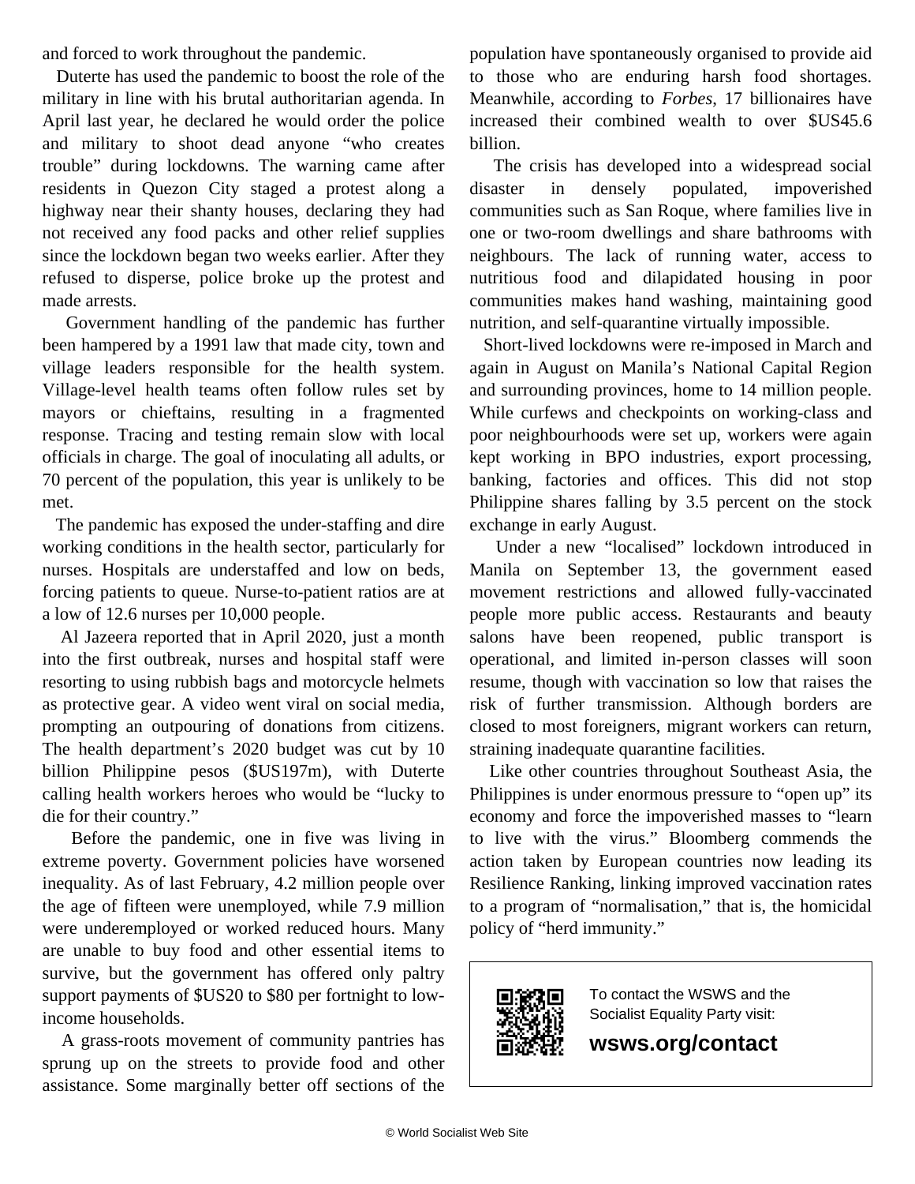and forced to work throughout the pandemic.

Duterte has used the pandemic to boost the role of the military in line with his brutal authoritarian agenda. In April last year, he declared he would order the police and military to shoot dead anyone "who creates trouble" during lockdowns. The warning came after residents in Quezon City staged a protest along a highway near their shanty houses, declaring they had not received any food packs and other relief supplies since the lockdown began two weeks earlier. After they refused to disperse, police broke up the protest and made arrests.

Government handling of the pandemic has further been hampered by a 1991 law that made city, town and village leaders responsible for the health system. Village-level health teams often follow rules set by mayors or chieftains, resulting in a fragmented response. Tracing and testing remain slow with local officials in charge. The goal of inoculating all adults, or 70 percent of the population, this year is unlikely to be met.

The pandemic has exposed the under-staffing and dire working conditions in the health sector, particularly for nurses. Hospitals are understaffed and low on beds, forcing patients to queue. Nurse-to-patient ratios are at a low of 12.6 nurses per 10,000 people.

Al Jazeera reported that in April 2020, just a month into the first outbreak, nurses and hospital staff were resorting to using rubbish bags and motorcycle helmets as protective gear. A video went viral on social media, prompting an outpouring of donations from citizens. The health department's 2020 budget was cut by 10 billion Philippine pesos ($US197m), with Duterte calling health workers heroes who would be "lucky to die for their country."

Before the pandemic, one in five was living in extreme poverty. Government policies have worsened inequality. As of last February, 4.2 million people over the age of fifteen were unemployed, while 7.9 million were underemployed or worked reduced hours. Many are unable to buy food and other essential items to survive, but the government has offered only paltry support payments of $US20 to $80 per fortnight to low-income households.

A grass-roots movement of community pantries has sprung up on the streets to provide food and other assistance. Some marginally better off sections of the population have spontaneously organised to provide aid to those who are enduring harsh food shortages. Meanwhile, according to *Forbes*, 17 billionaires have increased their combined wealth to over $US45.6 billion.

The crisis has developed into a widespread social disaster in densely populated, impoverished communities such as San Roque, where families live in one or two-room dwellings and share bathrooms with neighbours. The lack of running water, access to nutritious food and dilapidated housing in poor communities makes hand washing, maintaining good nutrition, and self-quarantine virtually impossible.

Short-lived lockdowns were re-imposed in March and again in August on Manila's National Capital Region and surrounding provinces, home to 14 million people. While curfews and checkpoints on working-class and poor neighbourhoods were set up, workers were again kept working in BPO industries, export processing, banking, factories and offices. This did not stop Philippine shares falling by 3.5 percent on the stock exchange in early August.

Under a new "localised" lockdown introduced in Manila on September 13, the government eased movement restrictions and allowed fully-vaccinated people more public access. Restaurants and beauty salons have been reopened, public transport is operational, and limited in-person classes will soon resume, though with vaccination so low that raises the risk of further transmission. Although borders are closed to most foreigners, migrant workers can return, straining inadequate quarantine facilities.

Like other countries throughout Southeast Asia, the Philippines is under enormous pressure to "open up" its economy and force the impoverished masses to "learn to live with the virus." Bloomberg commends the action taken by European countries now leading its Resilience Ranking, linking improved vaccination rates to a program of "normalisation," that is, the homicidal policy of "herd immunity."

To contact the WSWS and the Socialist Equality Party visit:

**wsws.org/contact**